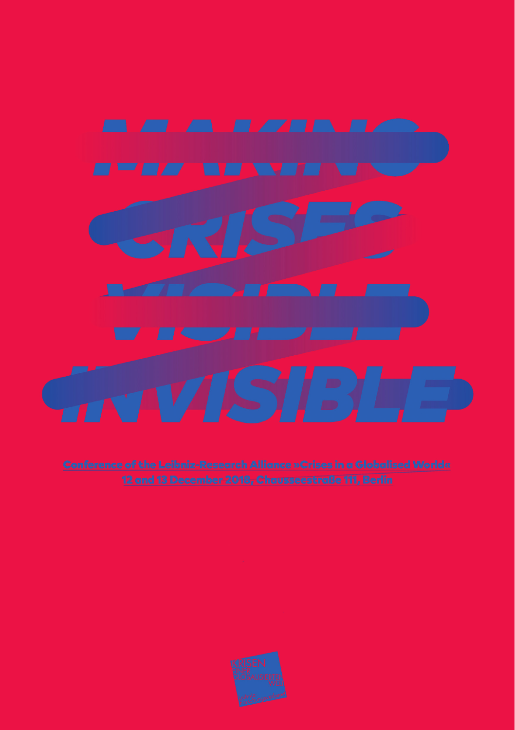# MAKING CRISES VISIBLE INVISIBLE

Conference of the Leibniz-Research Alliance »Crises in a Globalised World«

12 and 13 December 2018, Chausseestraße 111, Berlin

KRISEN EINER GLOBALISIERTEN WELT

Leibniz Forschungsverbund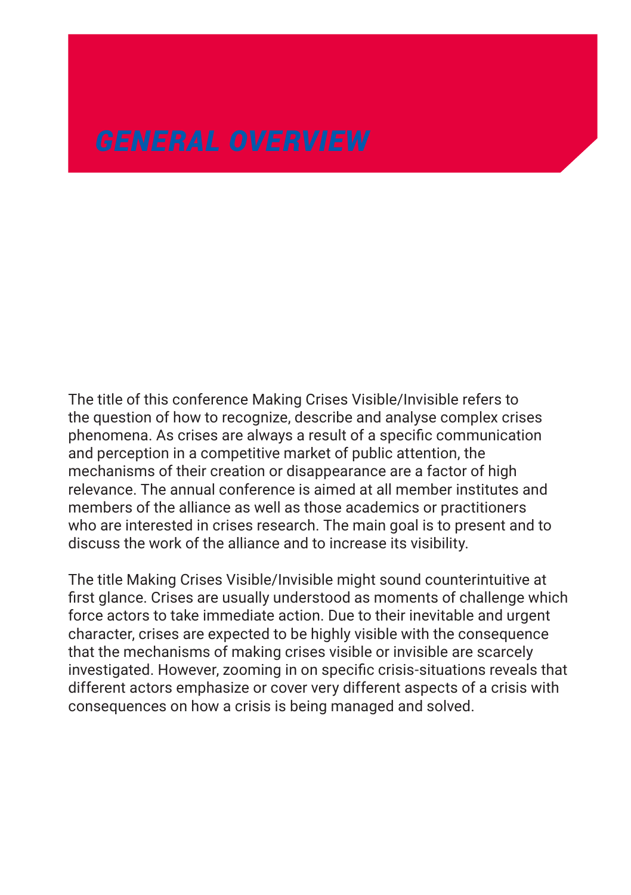# GENERAL OVERVIEW

The title of this conference Making Crises Visible/Invisible refers to the question of how to recognize, describe and analyse complex crises phenomena. As crises are always a result of a specific communication and perception in a competitive market of public attention, the mechanisms of their creation or disappearance are a factor of high relevance. The annual conference is aimed at all member institutes and members of the alliance as well as those academics or practitioners who are interested in crises research. The main goal is to present and to discuss the work of the alliance and to increase its visibility.

The title Making Crises Visible/Invisible might sound counterintuitive at first glance. Crises are usually understood as moments of challenge which force actors to take immediate action. Due to their inevitable and urgent character, crises are expected to be highly visible with the consequence that the mechanisms of making crises visible or invisible are scarcely investigated. However, zooming in on specific crisis-situations reveals that different actors emphasize or cover very different aspects of a crisis with consequences on how a crisis is being managed and solved.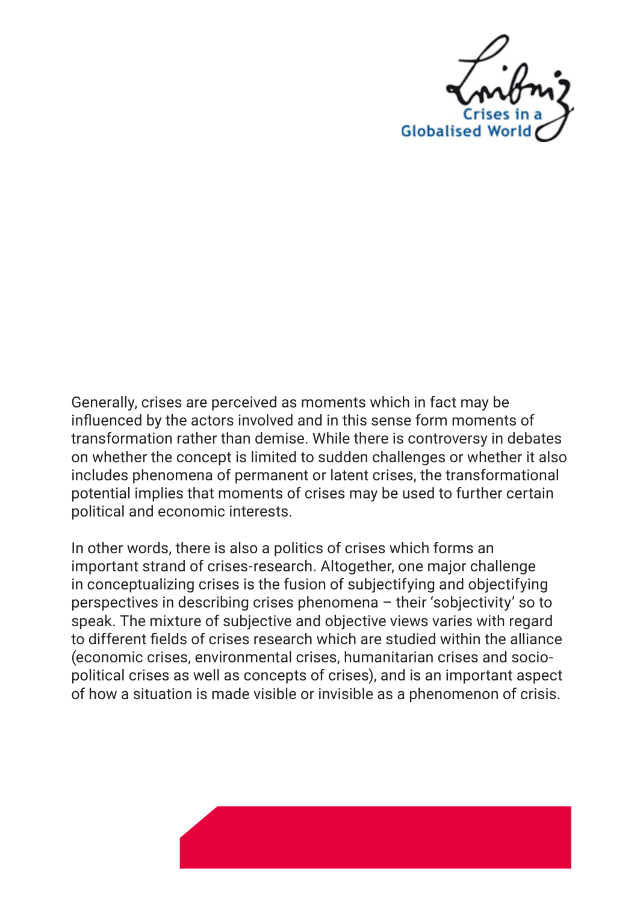Generally, crises are perceived as moments which in fact may be influenced by the actors involved and in this sense form moments of transformation rather than demise. While there is controversy in debates on whether the concept is limited to sudden challenges or whether it also includes phenomena of permanent or latent crises, the transformational potential implies that moments of crises may be used to further certain political and economic interests.

In other words, there is also a politics of crises which forms an important strand of crises-research. Altogether, one major challenge in conceptualizing crises is the fusion of subjectifying and objectifying perspectives in describing crises phenomena – their 'subjectivity' so to speak. The mixture of subjective and objective views varies with regard to different fields of crises research which are studied within the alliance (economic crises, environmental crises, humanitarian crises and socio-political crises as well as concepts of crises), and is an important aspect of how a situation is made visible or invisible as a phenomenon of crisis.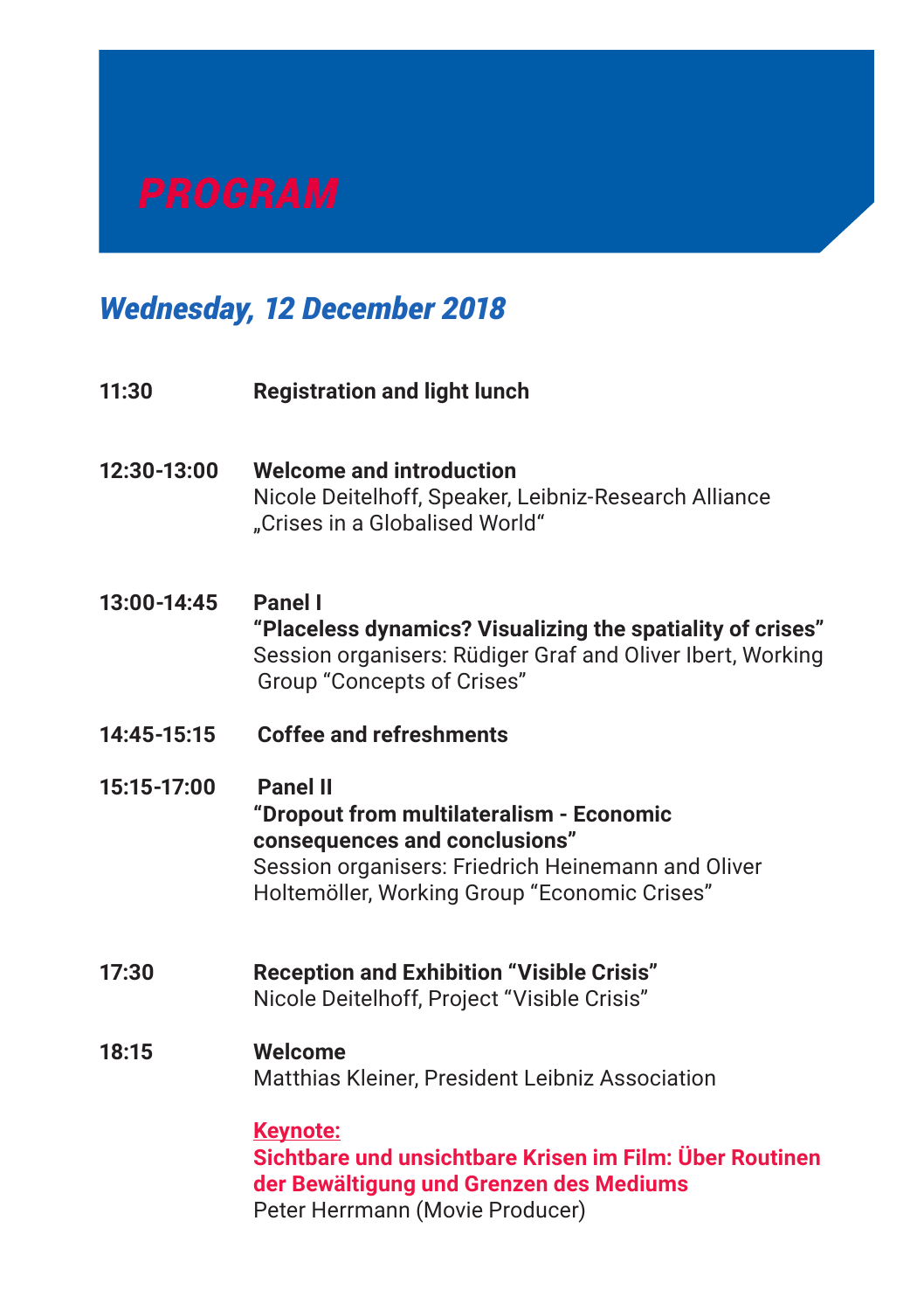# PROGRAM

## *Wednesday, 12 December 2018*

**11:30** **Registration and light lunch**

**12:30-13:00** **Welcome and introduction**
Nicole Deitelhoff, Speaker, Leibniz-Research Alliance „Crises in a Globalised World“

**13:00-14:45** **Panel I**
**“Placeless dynamics? Visualizing the spatiality of crises”**
Session organisers: Rüdiger Graf and Oliver Ibert, Working Group “Concepts of Crises”

**14:45-15:15** **Coffee and refreshments**

**15:15-17:00** **Panel II**
**“Dropout from multilateralism - Economic consequences and conclusions”**
Session organisers: Friedrich Heinemann and Oliver Holtemöller, Working Group “Economic Crises”

**17:30** **Reception and Exhibition “Visible Crisis”**
Nicole Deitelhoff, Project “Visible Crisis”

**18:15** **Welcome**
Matthias Kleiner, President Leibniz Association

**Keynote:**
**Sichtbare und unsichtbare Krisen im Film: Über Routinen der Bewältigung und Grenzen des Mediums**
Peter Herrmann (Movie Producer)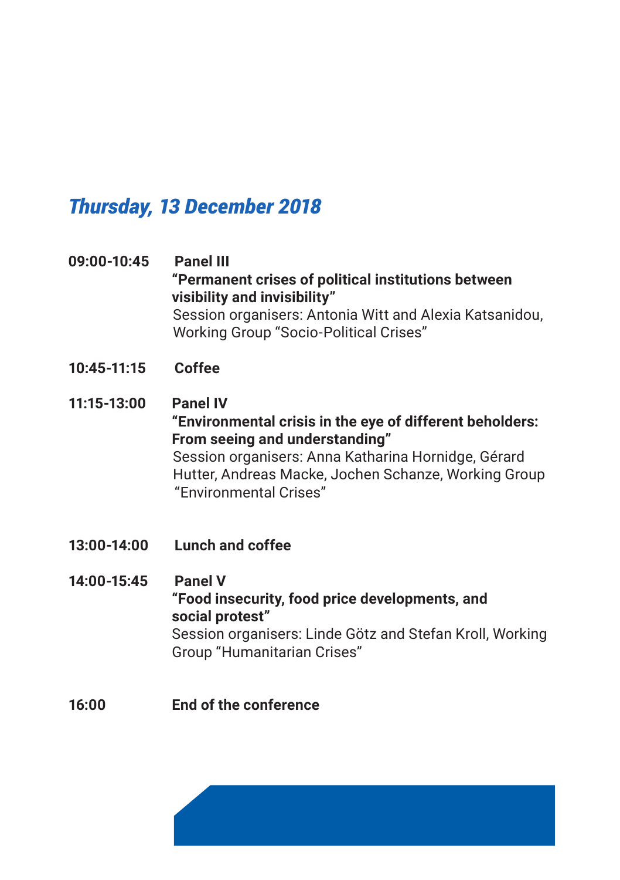## *Thursday, 13 December 2018*

**09:00-10:45** **Panel III**
**"Permanent crises of political institutions between visibility and invisibility"**
Session organisers: Antonia Witt and Alexia Katsanidou, Working Group "Socio-Political Crises"

**10:45-11:15** **Coffee**

**11:15-13:00** **Panel IV**
**"Environmental crisis in the eye of different beholders: From seeing and understanding"**
Session organisers: Anna Katharina Hornidge, Gérard Hutter, Andreas Macke, Jochen Schanze, Working Group "Environmental Crises"

**13:00-14:00** **Lunch and coffee**

**14:00-15:45** **Panel V**
**"Food insecurity, food price developments, and social protest"**
Session organisers: Linde Götz and Stefan Kroll, Working Group "Humanitarian Crises"

**16:00** **End of the conference**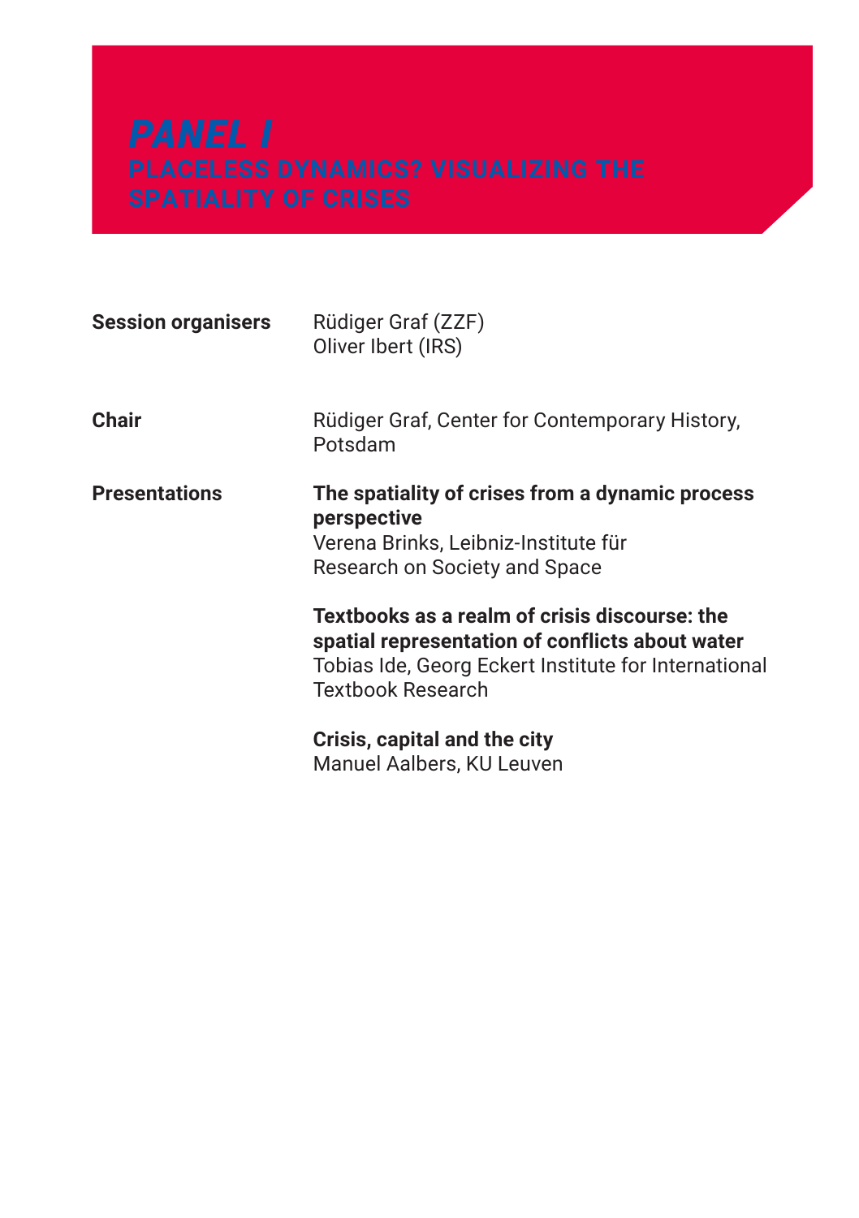# *PANEL I*

## PLACELESS DYNAMICS? VISUALIZING THE SPATIALITY OF CRISES

| | |
|---|---|
| **Session organisers** | Rüdiger Graf (ZZF)<br>Oliver Ibert (IRS) |
| **Chair** | Rüdiger Graf, Center for Contemporary History, Potsdam |
| **Presentations** | **The spatiality of crises from a dynamic process perspective**<br>Verena Brinks, Leibniz-Institute für Research on Society and Space |
| | **Textbooks as a realm of crisis discourse: the spatial representation of conflicts about water**<br>Tobias Ide, Georg Eckert Institute for International Textbook Research |
| | **Crisis, capital and the city**<br>Manuel Aalbers, KU Leuven |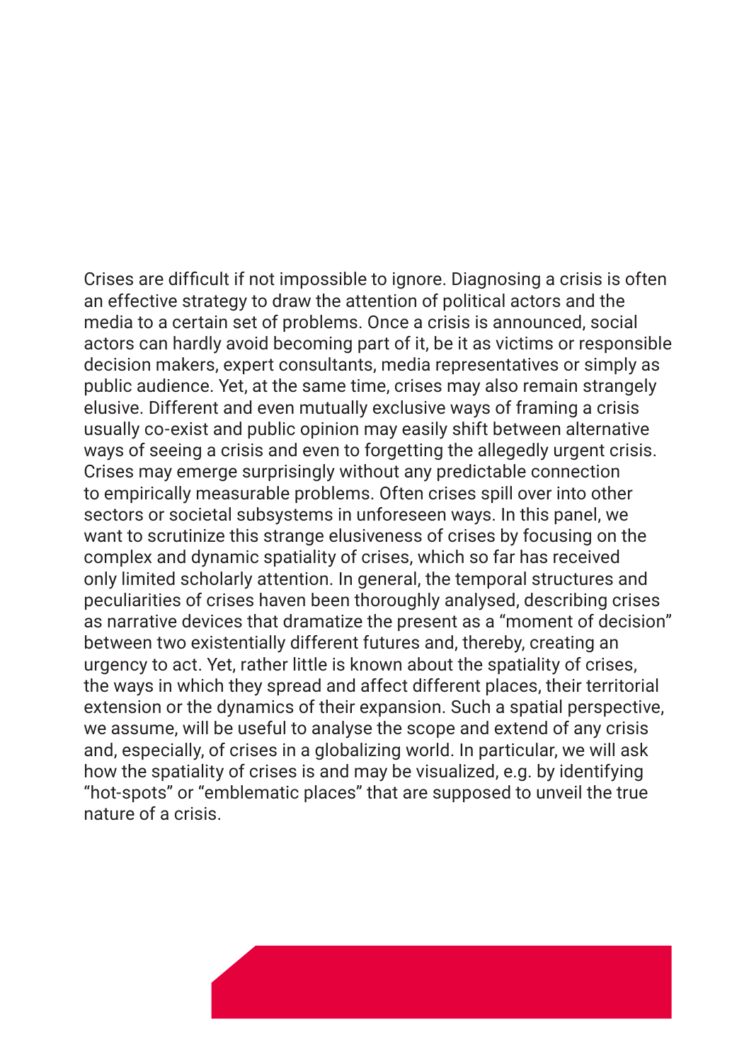Crises are difficult if not impossible to ignore. Diagnosing a crisis is often an effective strategy to draw the attention of political actors and the media to a certain set of problems. Once a crisis is announced, social actors can hardly avoid becoming part of it, be it as victims or responsible decision makers, expert consultants, media representatives or simply as public audience. Yet, at the same time, crises may also remain strangely elusive. Different and even mutually exclusive ways of framing a crisis usually co-exist and public opinion may easily shift between alternative ways of seeing a crisis and even to forgetting the allegedly urgent crisis. Crises may emerge surprisingly without any predictable connection to empirically measurable problems. Often crises spill over into other sectors or societal subsystems in unforeseen ways. In this panel, we want to scrutinize this strange elusiveness of crises by focusing on the complex and dynamic spatiality of crises, which so far has received only limited scholarly attention. In general, the temporal structures and peculiarities of crises haven been thoroughly analysed, describing crises as narrative devices that dramatize the present as a "moment of decision" between two existentially different futures and, thereby, creating an urgency to act. Yet, rather little is known about the spatiality of crises, the ways in which they spread and affect different places, their territorial extension or the dynamics of their expansion. Such a spatial perspective, we assume, will be useful to analyse the scope and extend of any crisis and, especially, of crises in a globalizing world. In particular, we will ask how the spatiality of crises is and may be visualized, e.g. by identifying "hot-spots" or "emblematic places" that are supposed to unveil the true nature of a crisis.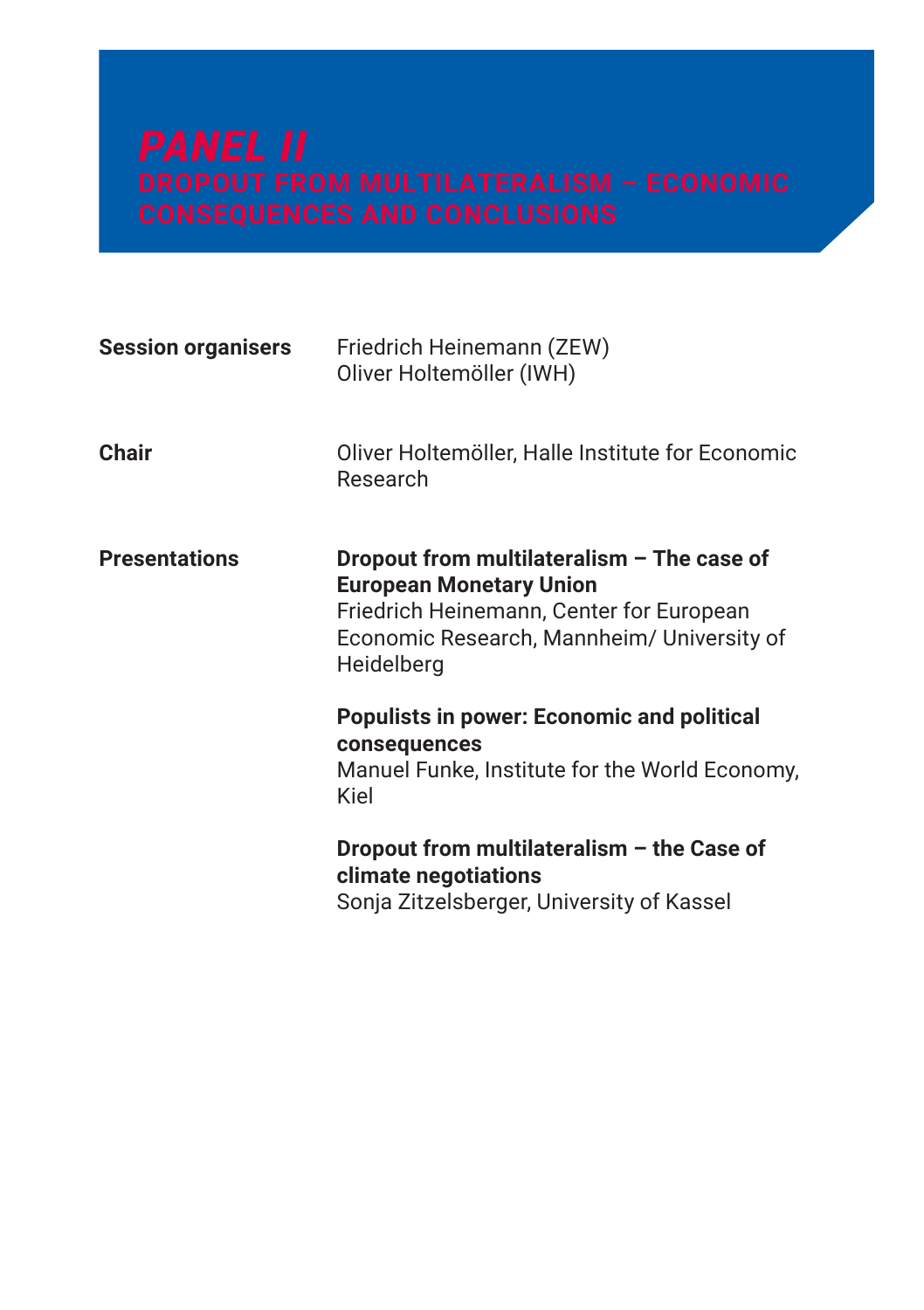# *PANEL II*

## DROPOUT FROM MULTILATERALISM – ECONOMIC CONSEQUENCES AND CONCLUSIONS

**Session organisers**

Friedrich Heinemann (ZEW)
Oliver Holtemöller (IWH)

**Chair**

Oliver Holtemöller, Halle Institute for Economic Research

**Presentations**

**Dropout from multilateralism – The case of European Monetary Union**
Friedrich Heinemann, Center for European Economic Research, Mannheim/ University of Heidelberg

**Populists in power: Economic and political consequences**
Manuel Funke, Institute for the World Economy, Kiel

**Dropout from multilateralism – the Case of climate negotiations**
Sonja Zitzelsberger, University of Kassel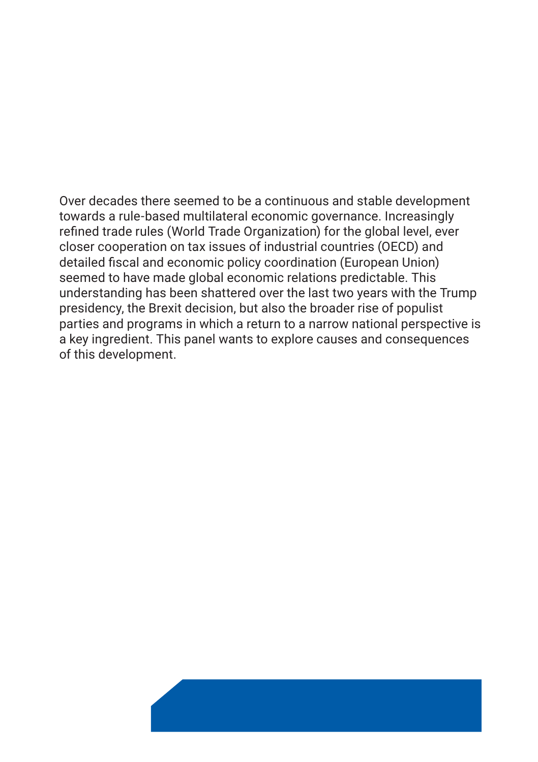Over decades there seemed to be a continuous and stable development towards a rule-based multilateral economic governance. Increasingly refined trade rules (World Trade Organization) for the global level, ever closer cooperation on tax issues of industrial countries (OECD) and detailed fiscal and economic policy coordination (European Union) seemed to have made global economic relations predictable. This understanding has been shattered over the last two years with the Trump presidency, the Brexit decision, but also the broader rise of populist parties and programs in which a return to a narrow national perspective is a key ingredient. This panel wants to explore causes and consequences of this development.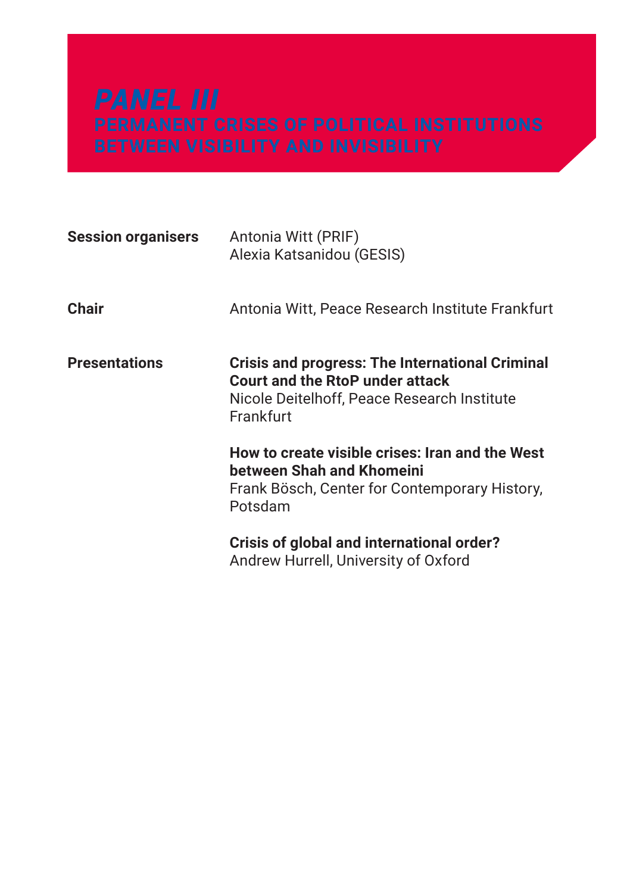# PANEL III

## PERMANENT CRISES OF POLITICAL INSTITUTIONS BETWEEN VISIBILITY AND INVISIBILITY

**Session organisers**
Antonia Witt (PRIF)
Alexia Katsanidou (GESIS)

**Chair**
Antonia Witt, Peace Research Institute Frankfurt

**Presentations**

**Crisis and progress: The International Criminal Court and the RtoP under attack**
Nicole Deitelhoff, Peace Research Institute Frankfurt

**How to create visible crises: Iran and the West between Shah and Khomeini**
Frank Bösch, Center for Contemporary History, Potsdam

**Crisis of global and international order?**
Andrew Hurrell, University of Oxford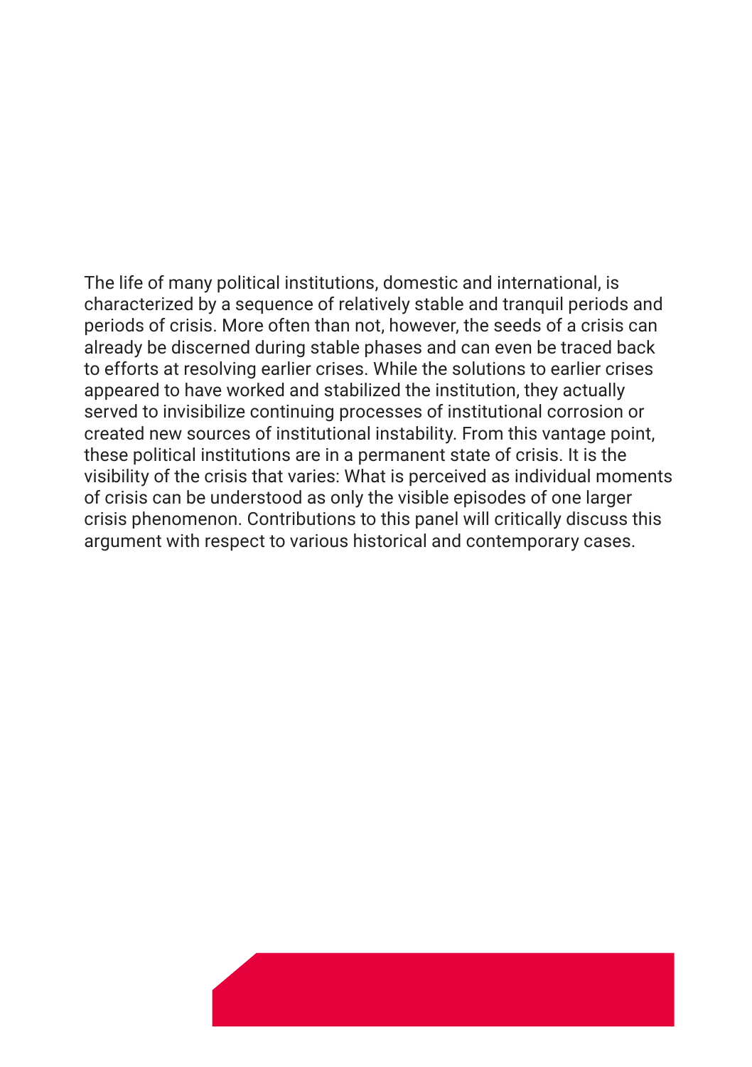The life of many political institutions, domestic and international, is characterized by a sequence of relatively stable and tranquil periods and periods of crisis. More often than not, however, the seeds of a crisis can already be discerned during stable phases and can even be traced back to efforts at resolving earlier crises. While the solutions to earlier crises appeared to have worked and stabilized the institution, they actually served to invisibilize continuing processes of institutional corrosion or created new sources of institutional instability. From this vantage point, these political institutions are in a permanent state of crisis. It is the visibility of the crisis that varies: What is perceived as individual moments of crisis can be understood as only the visible episodes of one larger crisis phenomenon. Contributions to this panel will critically discuss this argument with respect to various historical and contemporary cases.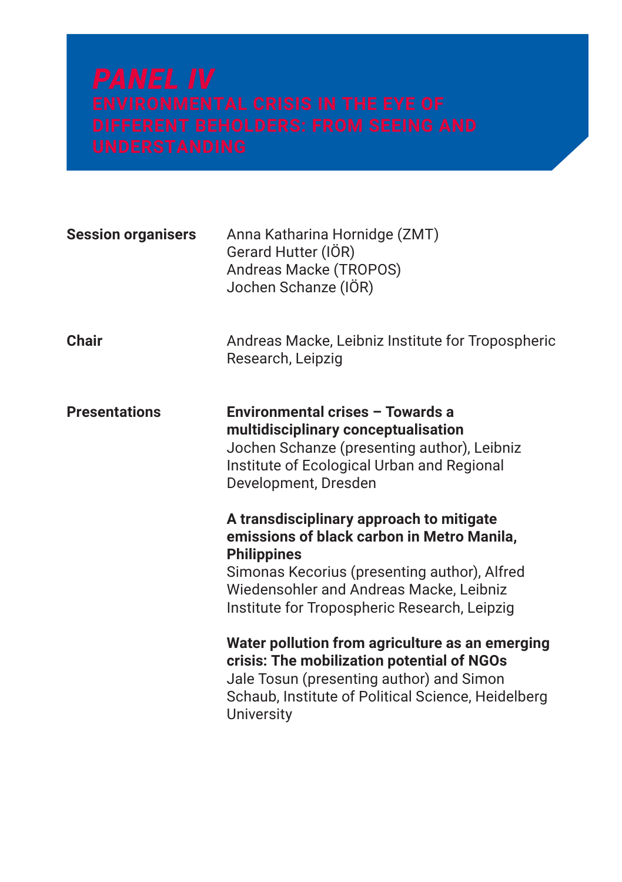# *PANEL IV*

## ENVIRONMENTAL CRISIS IN THE EYE OF DIFFERENT BEHOLDERS: FROM SEEING AND UNDERSTANDING

**Session organisers**

Anna Katharina Hornidge (ZMT)
Gerard Hutter (IÖR)
Andreas Macke (TROPOS)
Jochen Schanze (IÖR)

**Chair**

Andreas Macke, Leibniz Institute for Tropospheric Research, Leipzig

**Presentations**

**Environmental crises – Towards a multidisciplinary conceptualisation**
Jochen Schanze (presenting author), Leibniz Institute of Ecological Urban and Regional Development, Dresden

**A transdisciplinary approach to mitigate emissions of black carbon in Metro Manila, Philippines**
Simonas Kecorius (presenting author), Alfred Wiedensohler and Andreas Macke, Leibniz Institute for Tropospheric Research, Leipzig

**Water pollution from agriculture as an emerging crisis: The mobilization potential of NGOs**
Jale Tosun (presenting author) and Simon Schaub, Institute of Political Science, Heidelberg University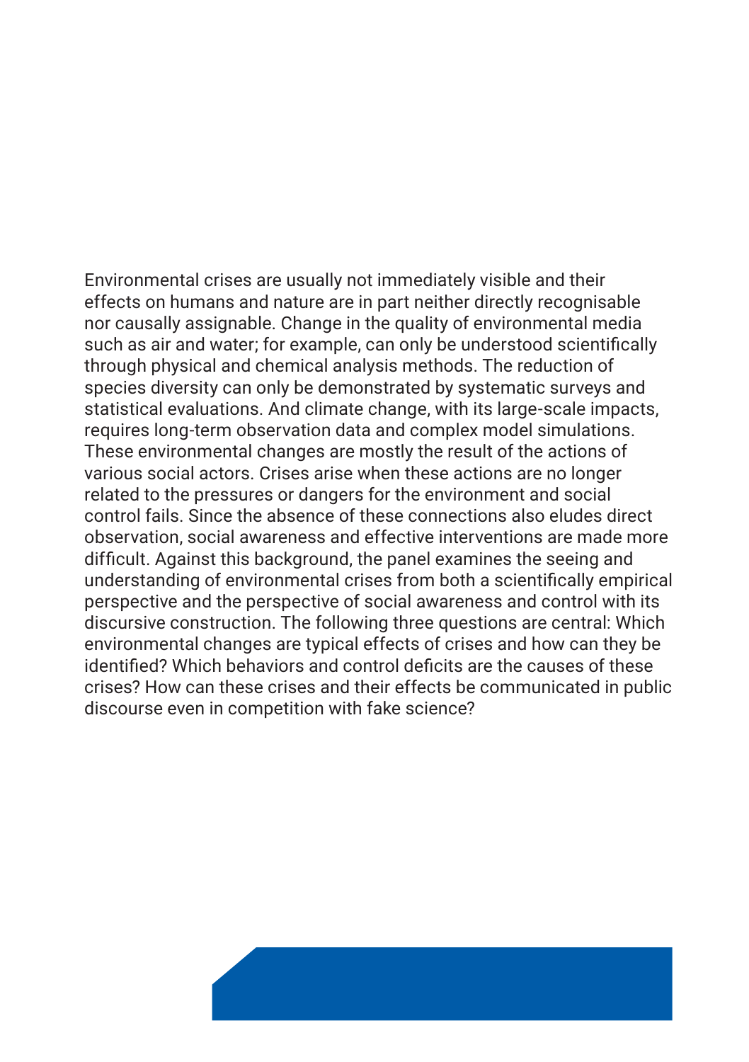Environmental crises are usually not immediately visible and their effects on humans and nature are in part neither directly recognisable nor causally assignable. Change in the quality of environmental media such as air and water; for example, can only be understood scientifically through physical and chemical analysis methods. The reduction of species diversity can only be demonstrated by systematic surveys and statistical evaluations. And climate change, with its large-scale impacts, requires long-term observation data and complex model simulations. These environmental changes are mostly the result of the actions of various social actors. Crises arise when these actions are no longer related to the pressures or dangers for the environment and social control fails. Since the absence of these connections also eludes direct observation, social awareness and effective interventions are made more difficult. Against this background, the panel examines the seeing and understanding of environmental crises from both a scientifically empirical perspective and the perspective of social awareness and control with its discursive construction. The following three questions are central: Which environmental changes are typical effects of crises and how can they be identified? Which behaviors and control deficits are the causes of these crises? How can these crises and their effects be communicated in public discourse even in competition with fake science?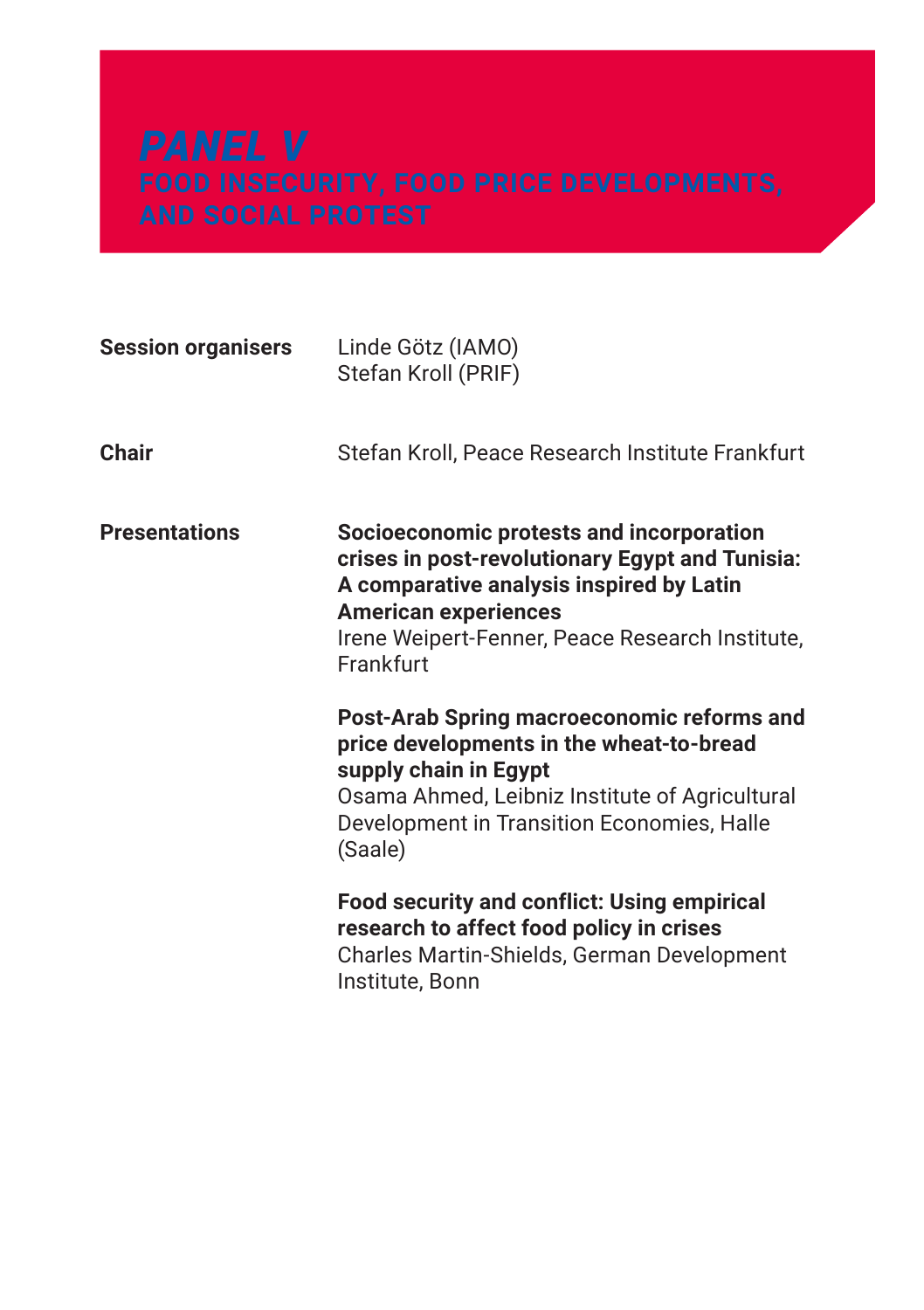# *PANEL V*
## FOOD INSECURITY, FOOD PRICE DEVELOPMENTS, AND SOCIAL PROTEST

**Session organisers**
Linde Götz (IAMO)
Stefan Kroll (PRIF)

**Chair**
Stefan Kroll, Peace Research Institute Frankfurt

**Presentations**

**Socioeconomic protests and incorporation crises in post-revolutionary Egypt and Tunisia: A comparative analysis inspired by Latin American experiences**
Irene Weipert-Fenner, Peace Research Institute, Frankfurt

**Post-Arab Spring macroeconomic reforms and price developments in the wheat-to-bread supply chain in Egypt**
Osama Ahmed, Leibniz Institute of Agricultural Development in Transition Economies, Halle (Saale)

**Food security and conflict: Using empirical research to affect food policy in crises**
Charles Martin-Shields, German Development Institute, Bonn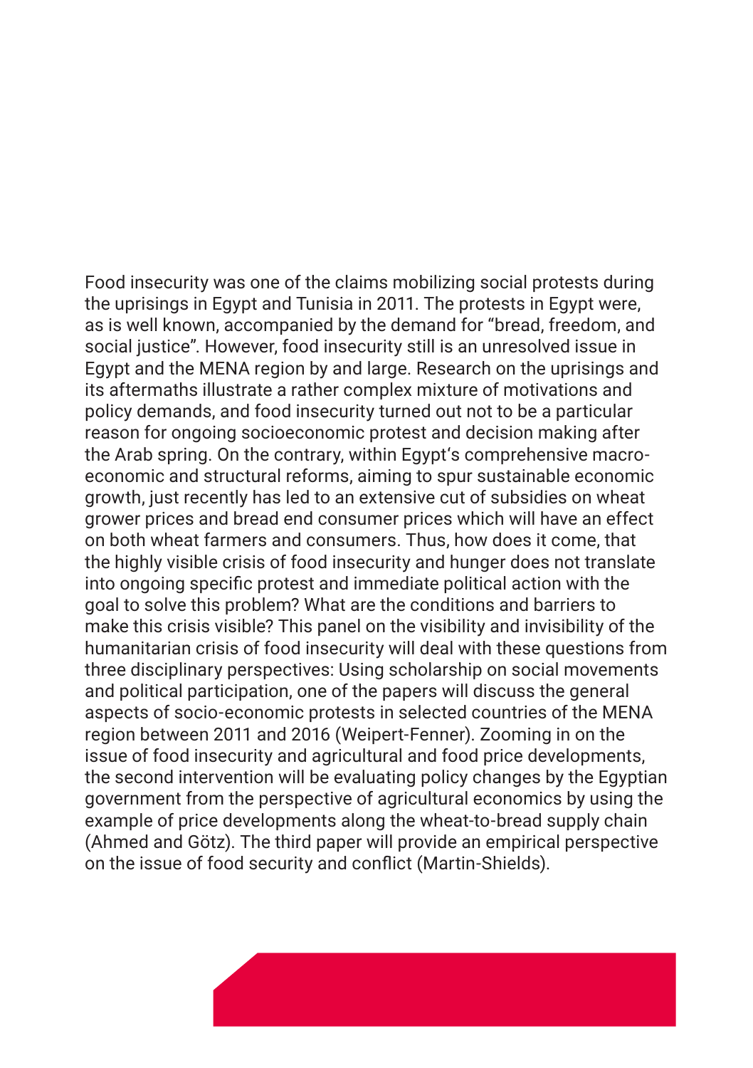Food insecurity was one of the claims mobilizing social protests during the uprisings in Egypt and Tunisia in 2011. The protests in Egypt were, as is well known, accompanied by the demand for "bread, freedom, and social justice". However, food insecurity still is an unresolved issue in Egypt and the MENA region by and large. Research on the uprisings and its aftermaths illustrate a rather complex mixture of motivations and policy demands, and food insecurity turned out not to be a particular reason for ongoing socioeconomic protest and decision making after the Arab spring. On the contrary, within Egypt's comprehensive macro-economic and structural reforms, aiming to spur sustainable economic growth, just recently has led to an extensive cut of subsidies on wheat grower prices and bread end consumer prices which will have an effect on both wheat farmers and consumers. Thus, how does it come, that the highly visible crisis of food insecurity and hunger does not translate into ongoing specific protest and immediate political action with the goal to solve this problem? What are the conditions and barriers to make this crisis visible? This panel on the visibility and invisibility of the humanitarian crisis of food insecurity will deal with these questions from three disciplinary perspectives: Using scholarship on social movements and political participation, one of the papers will discuss the general aspects of socio-economic protests in selected countries of the MENA region between 2011 and 2016 (Weipert-Fenner). Zooming in on the issue of food insecurity and agricultural and food price developments, the second intervention will be evaluating policy changes by the Egyptian government from the perspective of agricultural economics by using the example of price developments along the wheat-to-bread supply chain (Ahmed and Götz). The third paper will provide an empirical perspective on the issue of food security and conflict (Martin-Shields).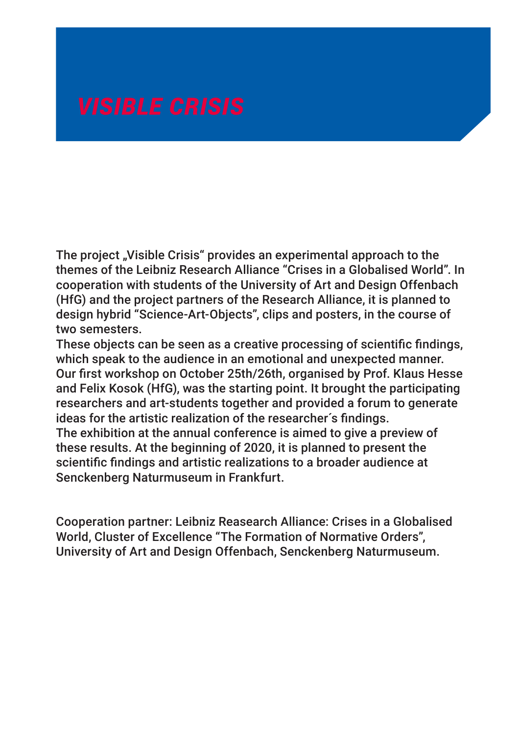# *VISIBLE CRISIS*

The project „Visible Crisis" provides an experimental approach to the themes of the Leibniz Research Alliance "Crises in a Globalised World". In cooperation with students of the University of Art and Design Offenbach (HfG) and the project partners of the Research Alliance, it is planned to design hybrid "Science-Art-Objects", clips and posters, in the course of two semesters.
These objects can be seen as a creative processing of scientific findings, which speak to the audience in an emotional and unexpected manner. Our first workshop on October 25th/26th, organised by Prof. Klaus Hesse and Felix Kosok (HfG), was the starting point. It brought the participating researchers and art-students together and provided a forum to generate ideas for the artistic realization of the researcher´s findings.
The exhibition at the annual conference is aimed to give a preview of these results. At the beginning of 2020, it is planned to present the scientific findings and artistic realizations to a broader audience at Senckenberg Naturmuseum in Frankfurt.

Cooperation partner: Leibniz Reasearch Alliance: Crises in a Globalised World, Cluster of Excellence "The Formation of Normative Orders", University of Art and Design Offenbach, Senckenberg Naturmuseum.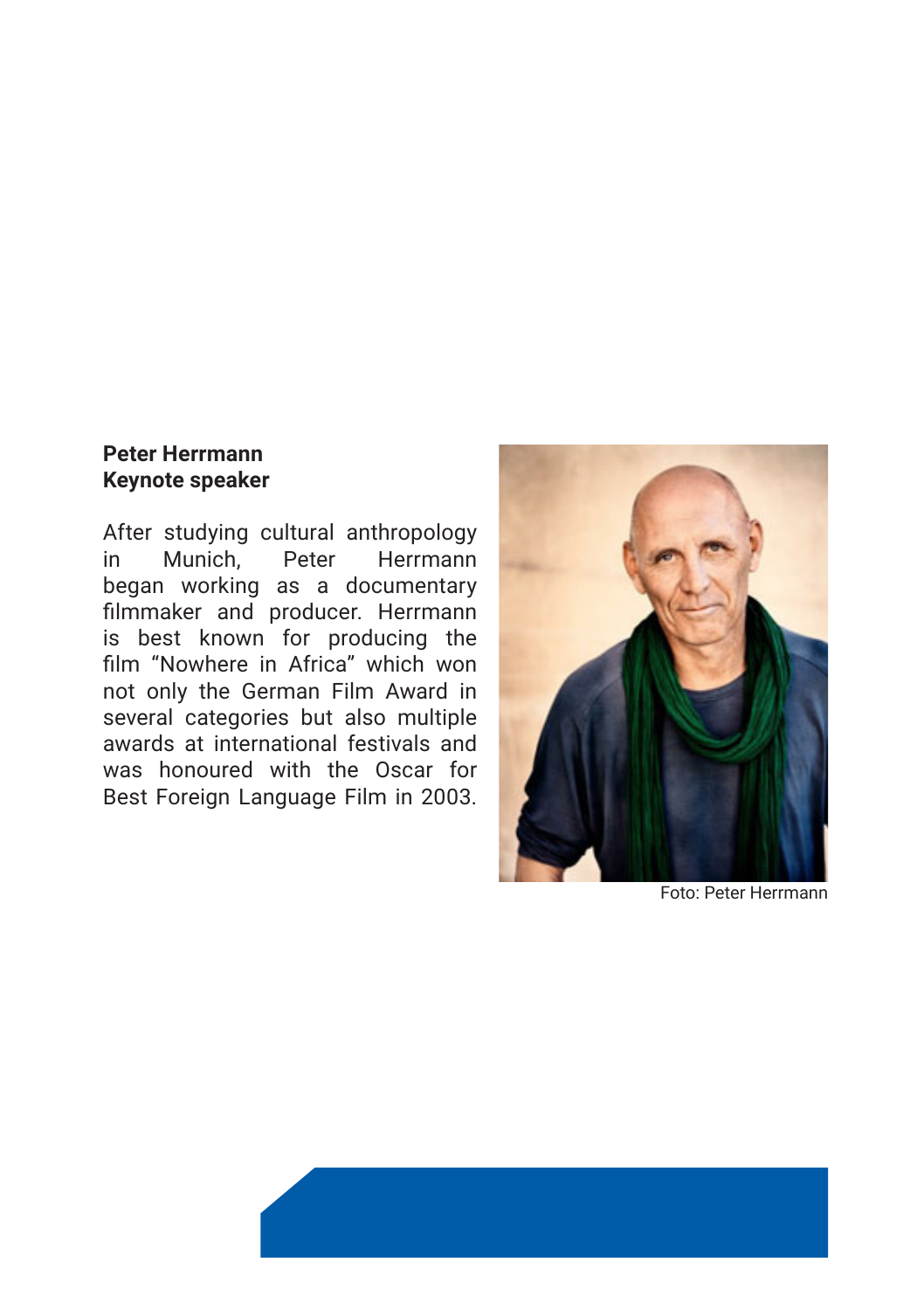**Peter Herrmann**
**Keynote speaker**

After studying cultural anthropology in Munich, Peter Herrmann began working as a documentary filmmaker and producer. Herrmann is best known for producing the film “Nowhere in Africa” which won not only the German Film Award in several categories but also multiple awards at international festivals and was honoured with the Oscar for Best Foreign Language Film in 2003.

Foto: Peter Herrmann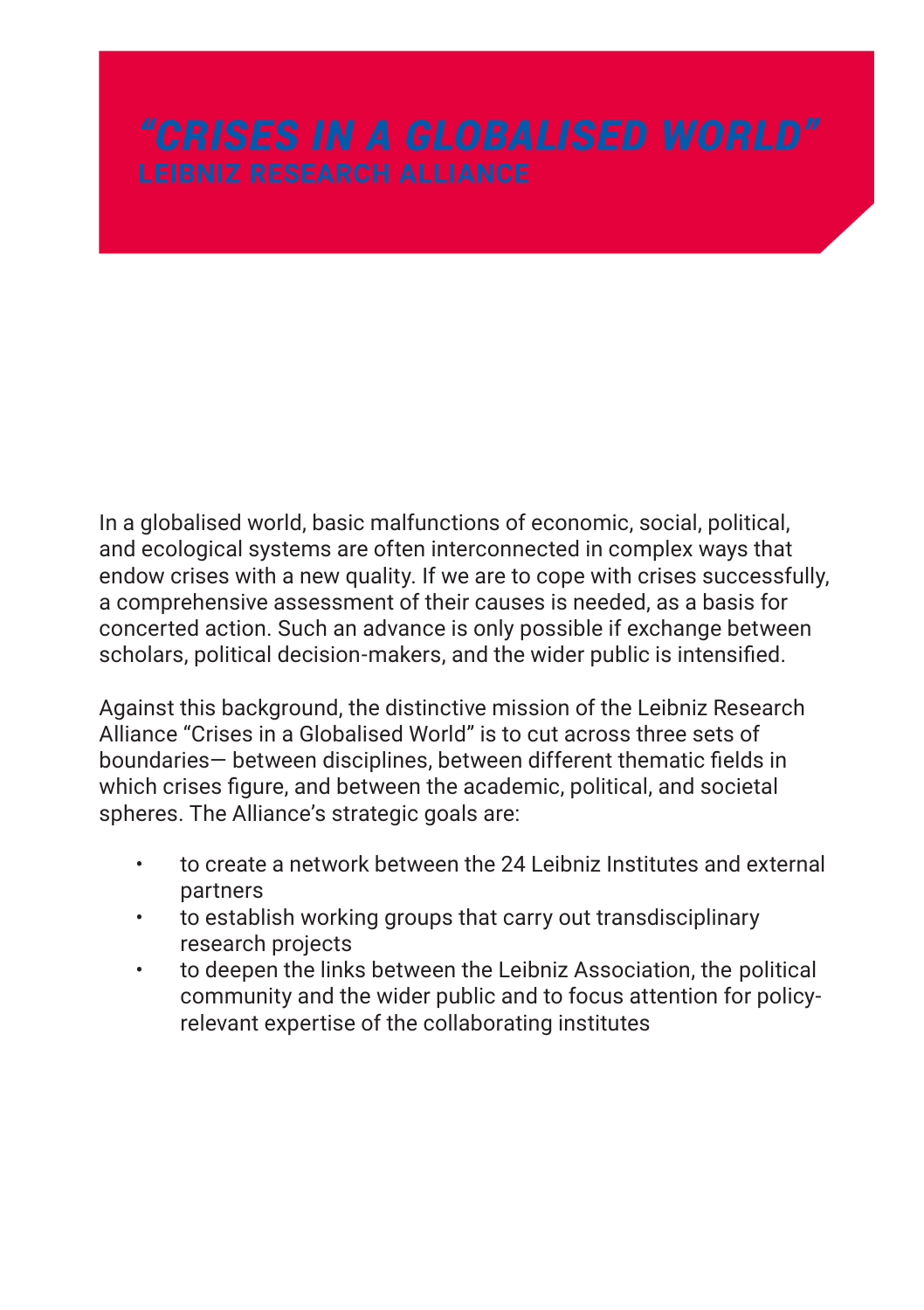# “CRISES IN A GLOBALISED WORLD”

## LEIBNIZ RESEARCH ALLIANCE

In a globalised world, basic malfunctions of economic, social, political, and ecological systems are often interconnected in complex ways that endow crises with a new quality. If we are to cope with crises successfully, a comprehensive assessment of their causes is needed, as a basis for concerted action. Such an advance is only possible if exchange between scholars, political decision-makers, and the wider public is intensified.

Against this background, the distinctive mission of the Leibniz Research Alliance “Crises in a Globalised World” is to cut across three sets of boundaries— between disciplines, between different thematic fields in which crises figure, and between the academic, political, and societal spheres. The Alliance’s strategic goals are:

- to create a network between the 24 Leibniz Institutes and external partners
- to establish working groups that carry out transdisciplinary research projects
- to deepen the links between the Leibniz Association, the political community and the wider public and to focus attention for policy-relevant expertise of the collaborating institutes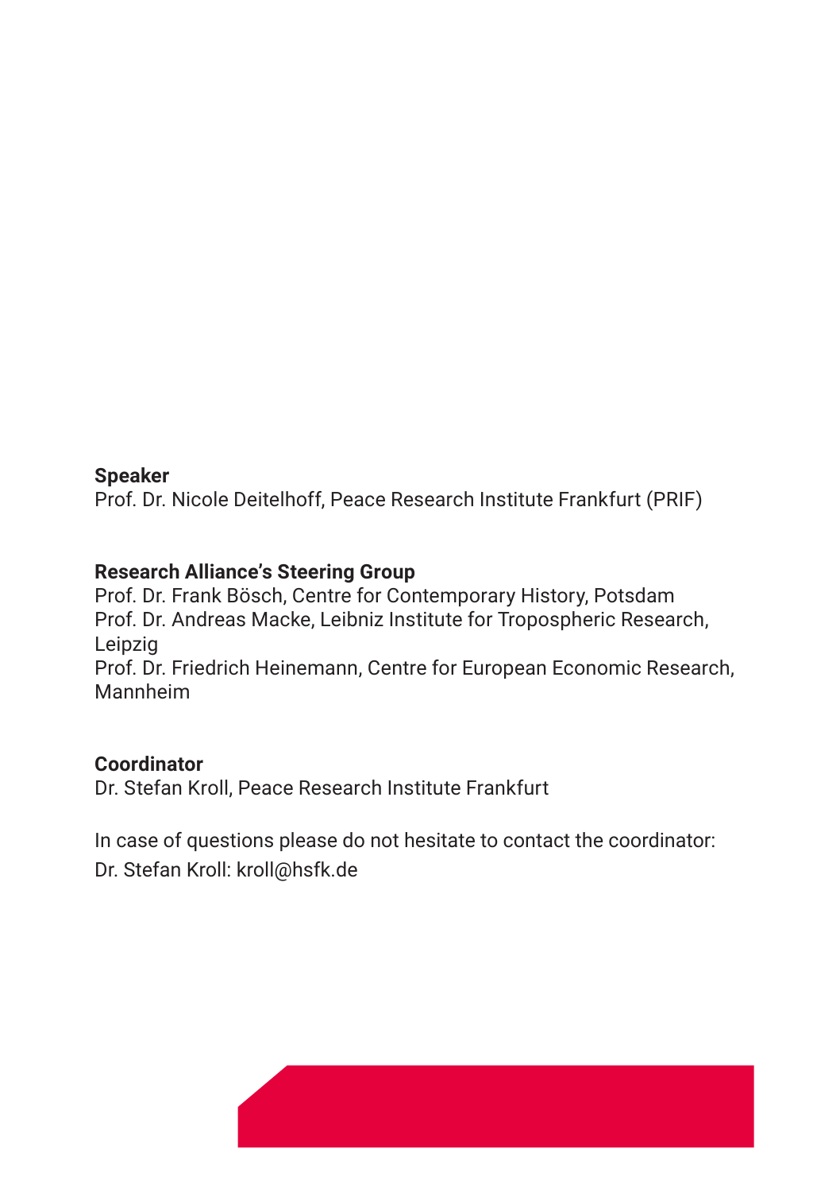**Speaker**
Prof. Dr. Nicole Deitelhoff, Peace Research Institute Frankfurt (PRIF)

**Research Alliance's Steering Group**
Prof. Dr. Frank Bösch, Centre for Contemporary History, Potsdam
Prof. Dr. Andreas Macke, Leibniz Institute for Tropospheric Research, Leipzig
Prof. Dr. Friedrich Heinemann, Centre for European Economic Research, Mannheim

**Coordinator**
Dr. Stefan Kroll, Peace Research Institute Frankfurt

In case of questions please do not hesitate to contact the coordinator:
Dr. Stefan Kroll: kroll@hsfk.de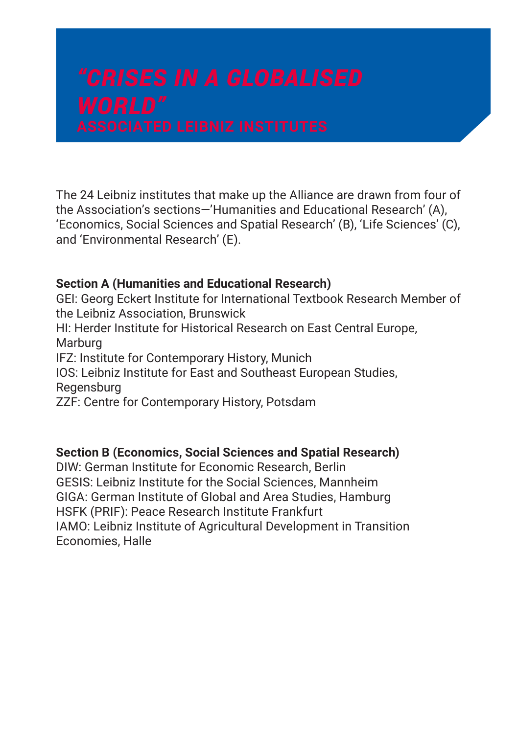# *"CRISES IN A GLOBALISED WORLD"*

## ASSOCIATED LEIBNIZ INSTITUTES

The 24 Leibniz institutes that make up the Alliance are drawn from four of the Association's sections—'Humanities and Educational Research' (A), 'Economics, Social Sciences and Spatial Research' (B), 'Life Sciences' (C), and 'Environmental Research' (E).

**Section A (Humanities and Educational Research)**
GEI: Georg Eckert Institute for International Textbook Research Member of the Leibniz Association, Brunswick
HI: Herder Institute for Historical Research on East Central Europe, Marburg
IFZ: Institute for Contemporary History, Munich
IOS: Leibniz Institute for East and Southeast European Studies, Regensburg
ZZF: Centre for Contemporary History, Potsdam

**Section B (Economics, Social Sciences and Spatial Research)**
DIW: German Institute for Economic Research, Berlin
GESIS: Leibniz Institute for the Social Sciences, Mannheim
GIGA: German Institute of Global and Area Studies, Hamburg
HSFK (PRIF): Peace Research Institute Frankfurt
IAMO: Leibniz Institute of Agricultural Development in Transition Economies, Halle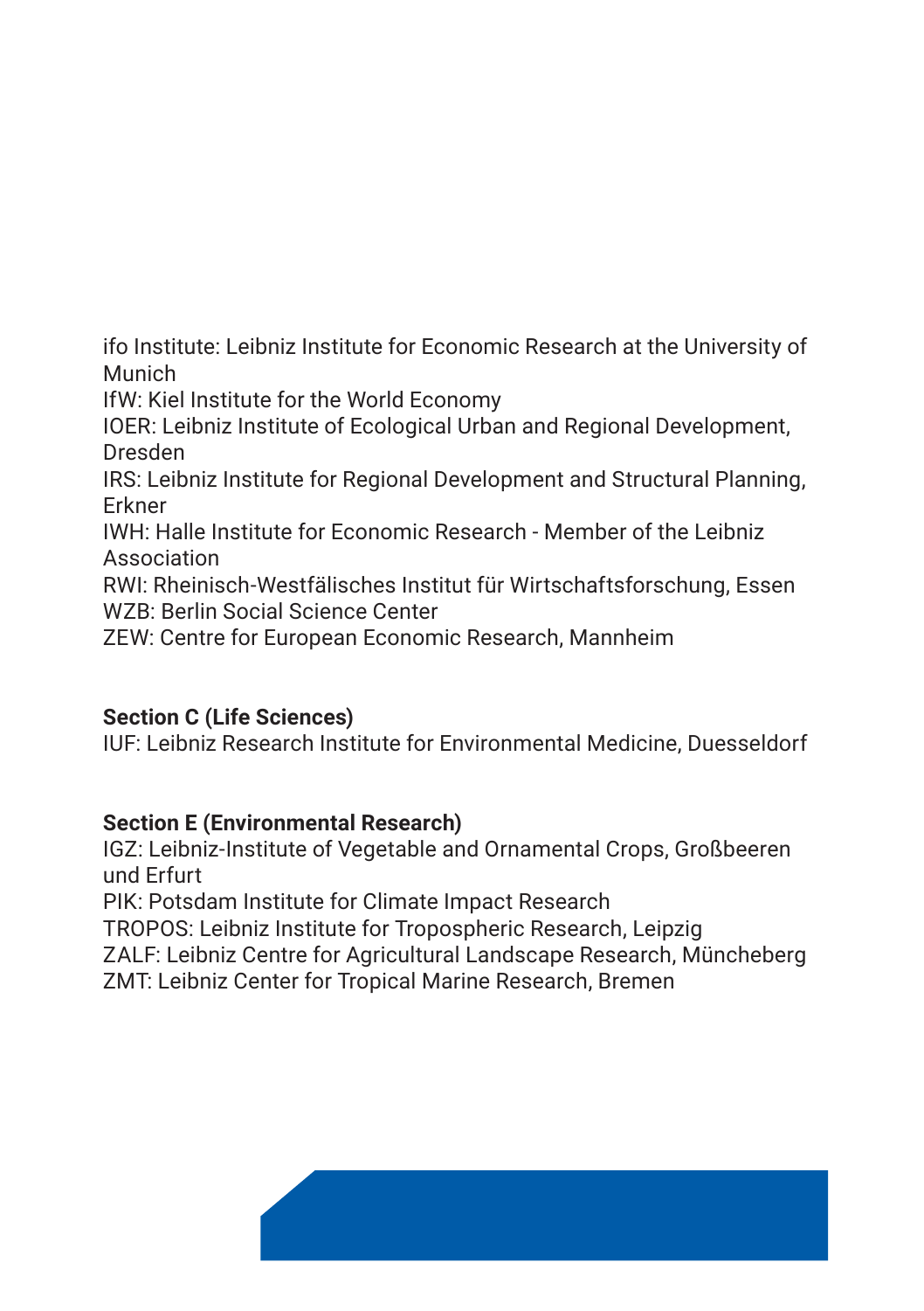ifo Institute: Leibniz Institute for Economic Research at the University of Munich
IfW: Kiel Institute for the World Economy
IOER: Leibniz Institute of Ecological Urban and Regional Development, Dresden
IRS: Leibniz Institute for Regional Development and Structural Planning, Erkner
IWH: Halle Institute for Economic Research - Member of the Leibniz Association
RWI: Rheinisch-Westfälisches Institut für Wirtschaftsforschung, Essen
WZB: Berlin Social Science Center
ZEW: Centre for European Economic Research, Mannheim

**Section C (Life Sciences)**
IUF: Leibniz Research Institute for Environmental Medicine, Duesseldorf

**Section E (Environmental Research)**
IGZ: Leibniz-Institute of Vegetable and Ornamental Crops, Großbeeren und Erfurt
PIK: Potsdam Institute for Climate Impact Research
TROPOS: Leibniz Institute for Tropospheric Research, Leipzig
ZALF: Leibniz Centre for Agricultural Landscape Research, Müncheberg
ZMT: Leibniz Center for Tropical Marine Research, Bremen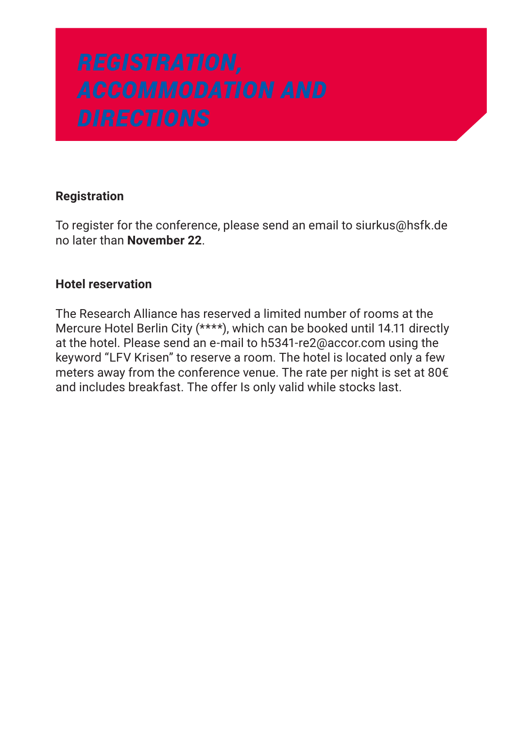# REGISTRATION, ACCOMMODATION AND DIRECTIONS

**Registration**

To register for the conference, please send an email to siurkus@hsfk.de no later than **November 22**.

**Hotel reservation**

The Research Alliance has reserved a limited number of rooms at the Mercure Hotel Berlin City (****), which can be booked until 14.11 directly at the hotel. Please send an e-mail to h5341-re2@accor.com using the keyword "LFV Krisen" to reserve a room. The hotel is located only a few meters away from the conference venue. The rate per night is set at 80€ and includes breakfast. The offer Is only valid while stocks last.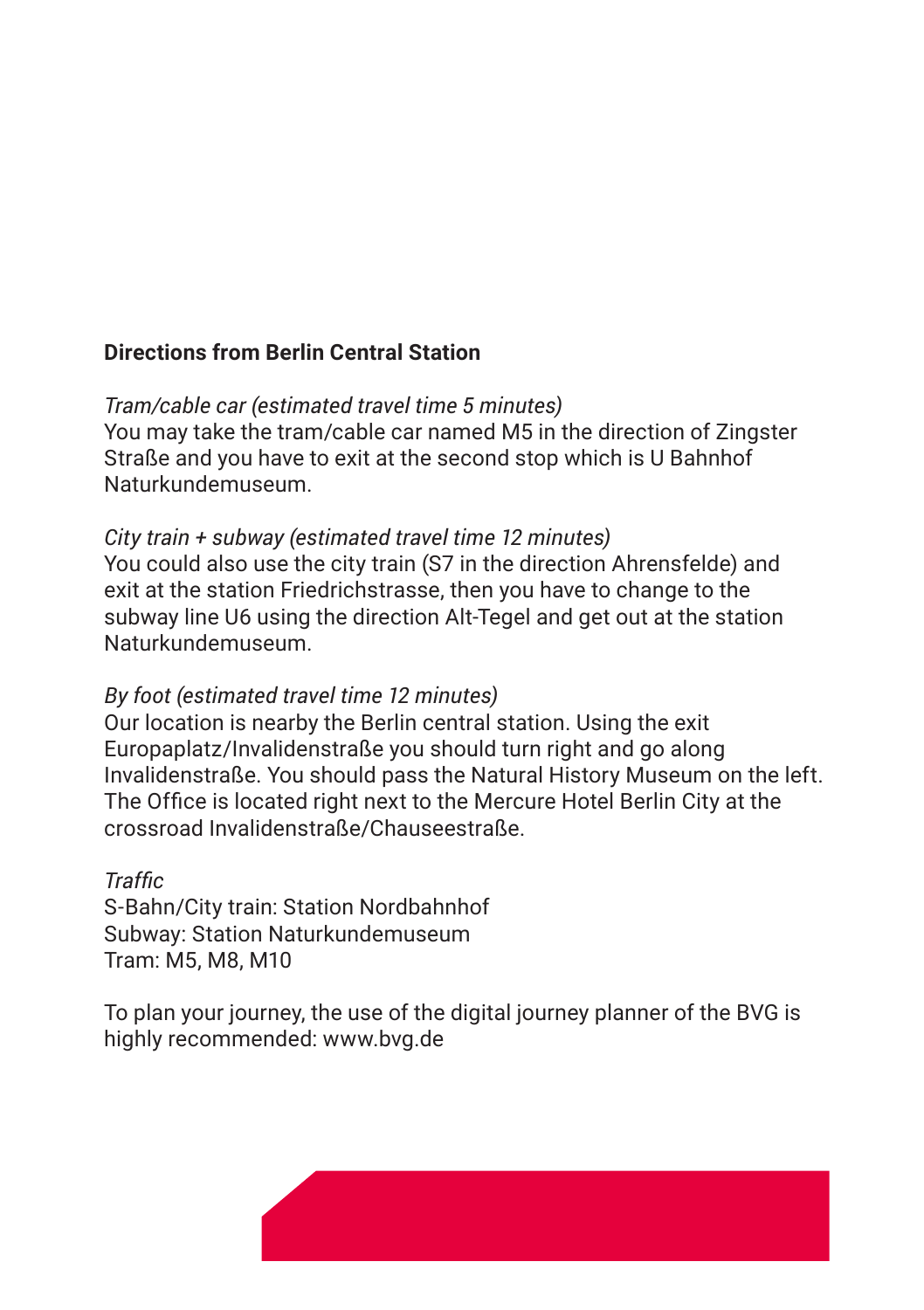## Directions from Berlin Central Station

*Tram/cable car (estimated travel time 5 minutes)*
You may take the tram/cable car named M5 in the direction of Zingster Straße and you have to exit at the second stop which is U Bahnhof Naturkundemuseum.

*City train + subway (estimated travel time 12 minutes)*
You could also use the city train (S7 in the direction Ahrensfelde) and exit at the station Friedrichstrasse, then you have to change to the subway line U6 using the direction Alt-Tegel and get out at the station Naturkundemuseum.

*By foot (estimated travel time 12 minutes)*
Our location is nearby the Berlin central station. Using the exit Europaplatz/Invalidenstraße you should turn right and go along Invalidenstraße. You should pass the Natural History Museum on the left. The Office is located right next to the Mercure Hotel Berlin City at the crossroad Invalidenstraße/Chauseestraße.

*Traffic*
S-Bahn/City train: Station Nordbahnhof
Subway: Station Naturkundemuseum
Tram: M5, M8, M10

To plan your journey, the use of the digital journey planner of the BVG is highly recommended: www.bvg.de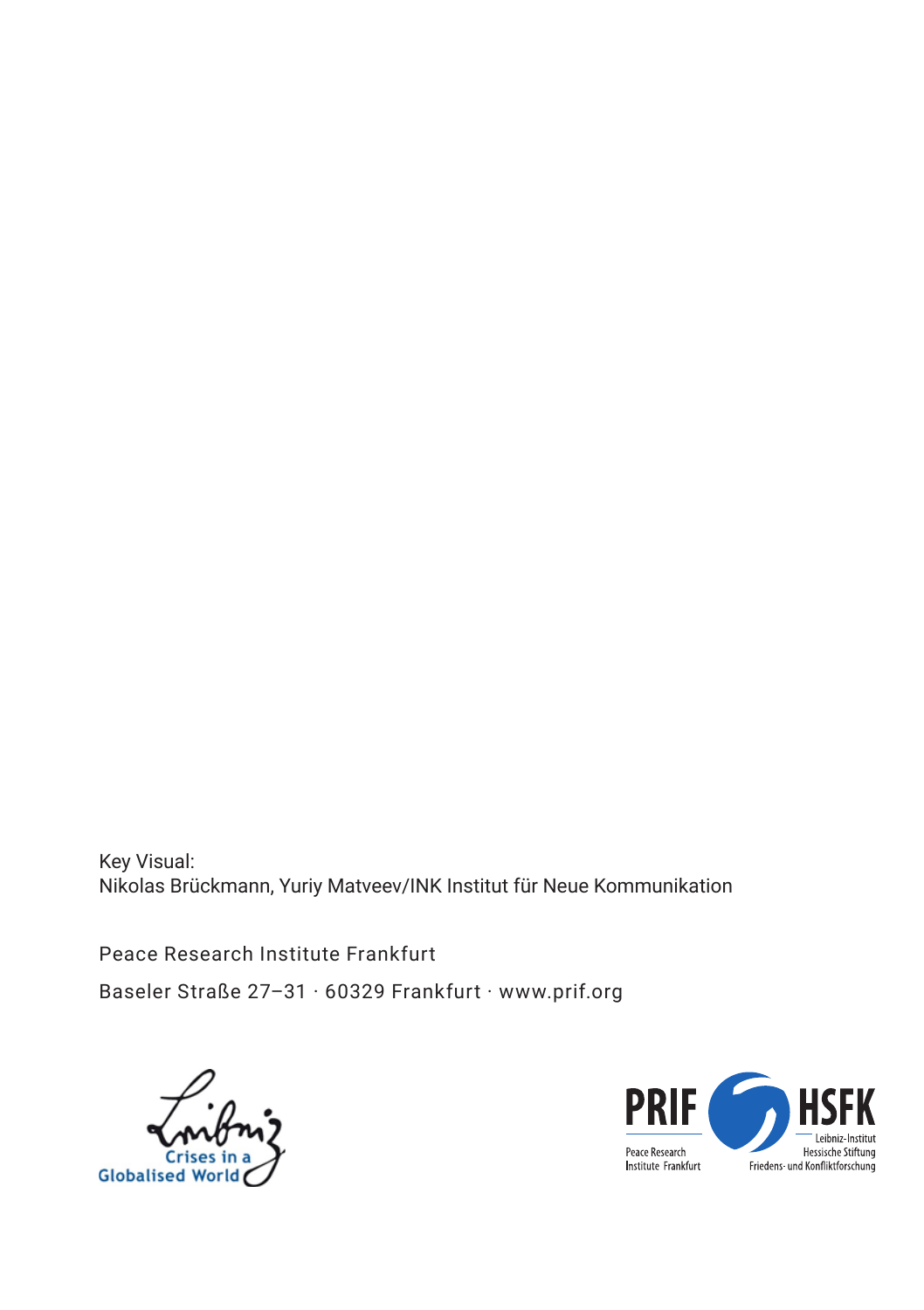Key Visual:
Nikolas Brückmann, Yuriy Matveev/INK Institut für Neue Kommunikation

Peace Research Institute Frankfurt

Baseler Straße 27–31 · 60329 Frankfurt · www.prif.org

Crises in a Globalised World

PRIF HSFK

Peace Research Institute Frankfurt

Leibniz-Institut Hessische Stiftung Friedens- und Konfliktforschung